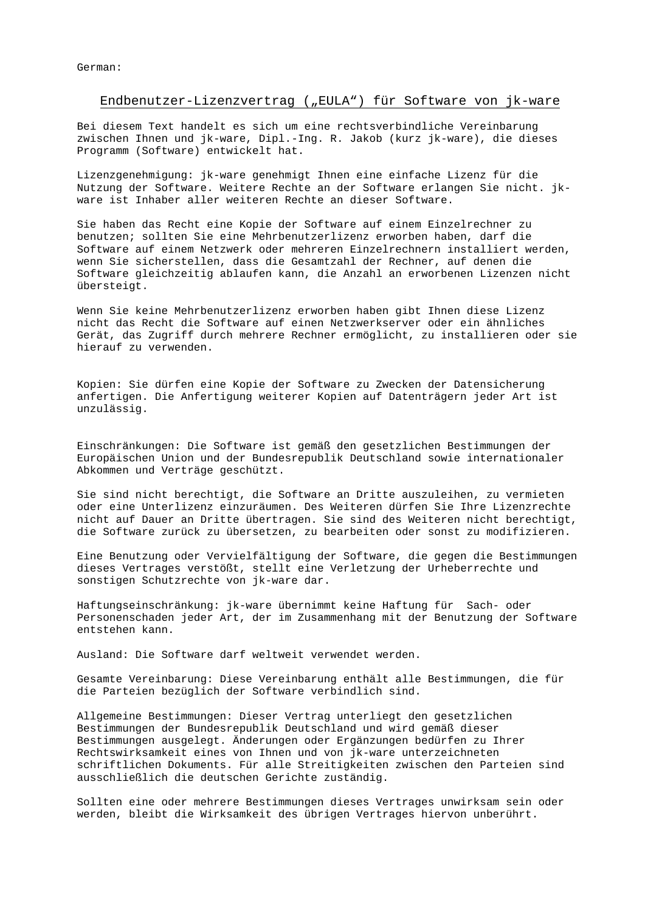German:

## Endbenutzer-Lizenzvertrag („EULA“) für Software von jk-ware

Bei diesem Text handelt es sich um eine rechtsverbindliche Vereinbarung zwischen Ihnen und jk-ware, Dipl.-Ing. R. Jakob (kurz jk-ware), die dieses Programm (Software) entwickelt hat.

Lizenzgenehmigung: jk-ware genehmigt Ihnen eine einfache Lizenz für die Nutzung der Software. Weitere Rechte an der Software erlangen Sie nicht. jk-ware ist Inhaber aller weiteren Rechte an dieser Software.

Sie haben das Recht eine Kopie der Software auf einem Einzelrechner zu benutzen; sollten Sie eine Mehrbenutzerlizenz erworben haben, darf die Software auf einem Netzwerk oder mehreren Einzelrechnern installiert werden, wenn Sie sicherstellen, dass die Gesamtzahl der Rechner, auf denen die Software gleichzeitig ablaufen kann, die Anzahl an erworbenen Lizenzen nicht übersteigt.

Wenn Sie keine Mehrbenutzerlizenz erworben haben gibt Ihnen diese Lizenz nicht das Recht die Software auf einen Netzwerkserver oder ein ähnliches Gerät, das Zugriff durch mehrere Rechner ermöglicht, zu installieren oder sie hierauf zu verwenden.

Kopien: Sie dürfen eine Kopie der Software zu Zwecken der Datensicherung anfertigen. Die Anfertigung weiterer Kopien auf Datenträgern jeder Art ist unzulässig.

Einschränkungen: Die Software ist gemäß den gesetzlichen Bestimmungen der Europäischen Union und der Bundesrepublik Deutschland sowie internationaler Abkommen und Verträge geschützt.

Sie sind nicht berechtigt, die Software an Dritte auszuleihen, zu vermieten oder eine Unterlizenz einzuräumen. Des Weiteren dürfen Sie Ihre Lizenzrechte nicht auf Dauer an Dritte übertragen. Sie sind des Weiteren nicht berechtigt, die Software zurück zu übersetzen, zu bearbeiten oder sonst zu modifizieren.

Eine Benutzung oder Vervielfältigung der Software, die gegen die Bestimmungen dieses Vertrages verstößt, stellt eine Verletzung der Urheberrechte und sonstigen Schutzrechte von jk-ware dar.

Haftungseinschränkung: jk-ware übernimmt keine Haftung für Sach- oder Personenschaden jeder Art, der im Zusammenhang mit der Benutzung der Software entstehen kann.

Ausland: Die Software darf weltweit verwendet werden.

Gesamte Vereinbarung: Diese Vereinbarung enthält alle Bestimmungen, die für die Parteien bezüglich der Software verbindlich sind.

Allgemeine Bestimmungen: Dieser Vertrag unterliegt den gesetzlichen Bestimmungen der Bundesrepublik Deutschland und wird gemäß dieser Bestimmungen ausgelegt. Änderungen oder Ergänzungen bedürfen zu Ihrer Rechtswirksamkeit eines von Ihnen und von jk-ware unterzeichneten schriftlichen Dokuments. Für alle Streitigkeiten zwischen den Parteien sind ausschließlich die deutschen Gerichte zuständig.

Sollten eine oder mehrere Bestimmungen dieses Vertrages unwirksam sein oder werden, bleibt die Wirksamkeit des übrigen Vertrages hiervon unberührt.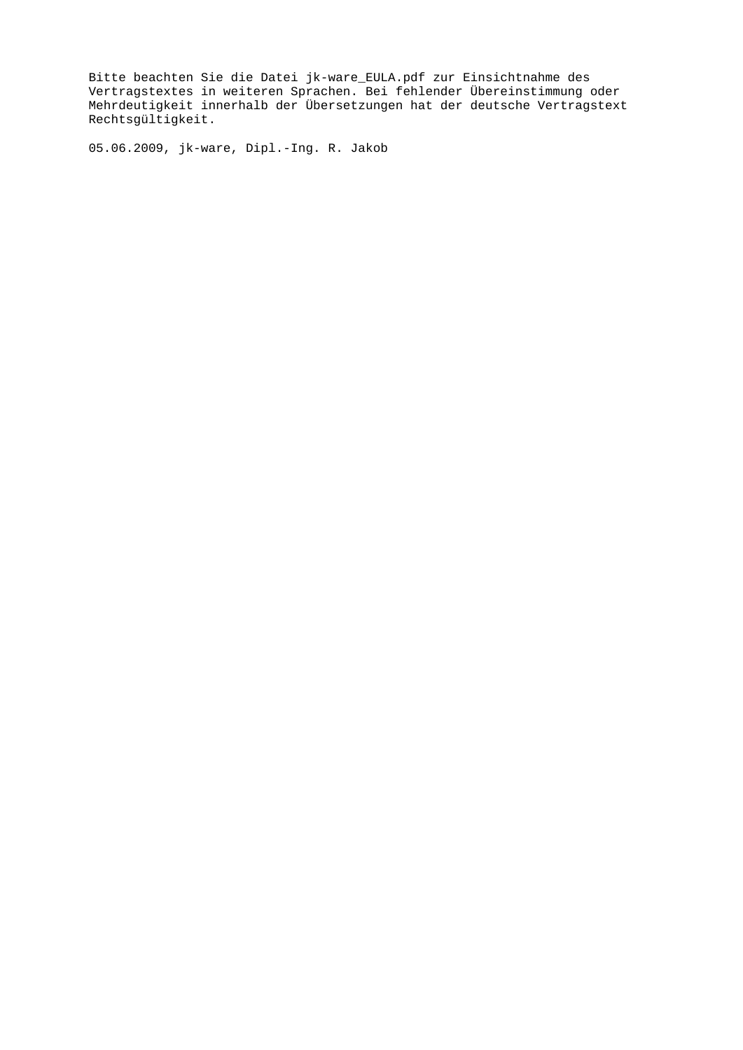Bitte beachten Sie die Datei jk-ware_EULA.pdf zur Einsichtnahme des Vertragstextes in weiteren Sprachen. Bei fehlender Übereinstimmung oder Mehrdeutigkeit innerhalb der Übersetzungen hat der deutsche Vertragstext Rechtsgültigkeit.

05.06.2009, jk-ware, Dipl.-Ing. R. Jakob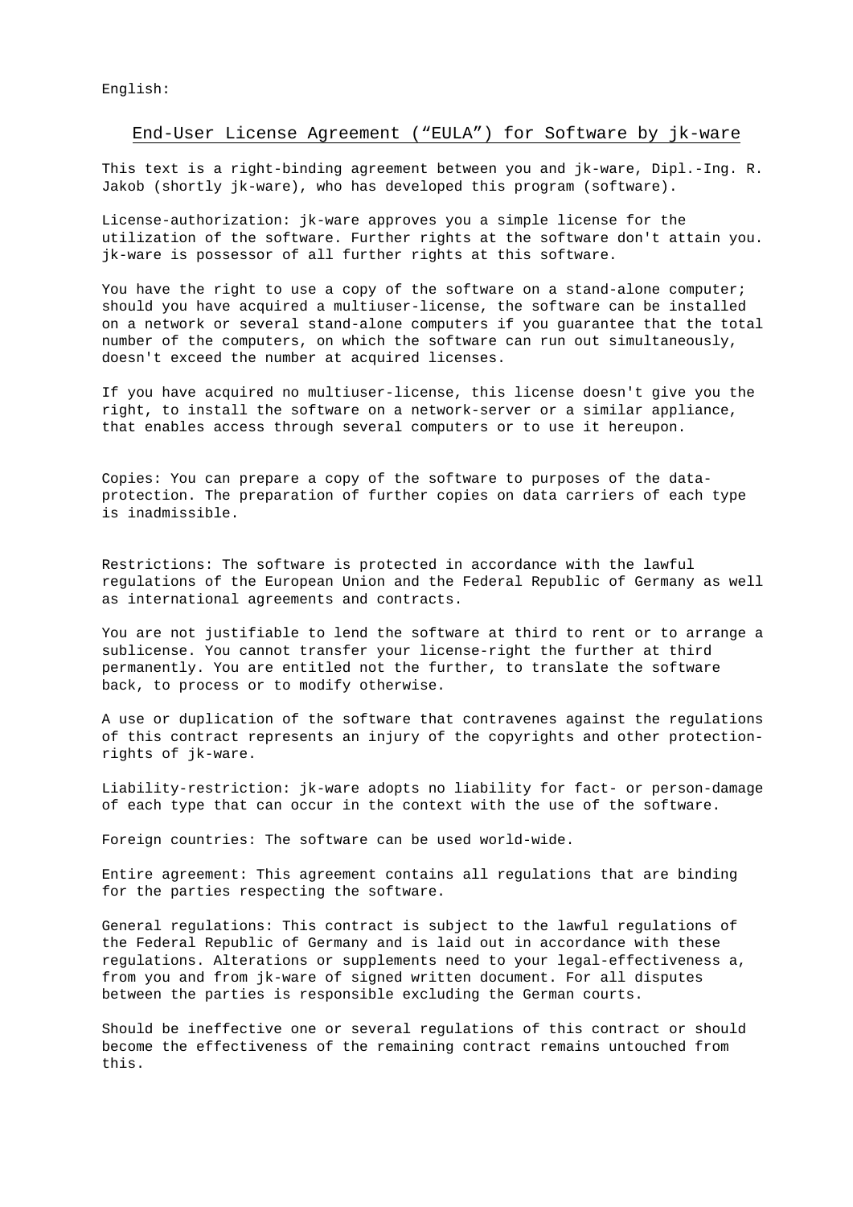English:

## End-User License Agreement (“EULA”) for Software by jk-ware

This text is a right-binding agreement between you and jk-ware, Dipl.-Ing. R. Jakob (shortly jk-ware), who has developed this program (software).

License-authorization: jk-ware approves you a simple license for the utilization of the software. Further rights at the software don't attain you. jk-ware is possessor of all further rights at this software.

You have the right to use a copy of the software on a stand-alone computer; should you have acquired a multiuser-license, the software can be installed on a network or several stand-alone computers if you guarantee that the total number of the computers, on which the software can run out simultaneously, doesn't exceed the number at acquired licenses.

If you have acquired no multiuser-license, this license doesn't give you the right, to install the software on a network-server or a similar appliance, that enables access through several computers or to use it hereupon.

Copies: You can prepare a copy of the software to purposes of the data-protection. The preparation of further copies on data carriers of each type is inadmissible.

Restrictions: The software is protected in accordance with the lawful regulations of the European Union and the Federal Republic of Germany as well as international agreements and contracts.

You are not justifiable to lend the software at third to rent or to arrange a sublicense. You cannot transfer your license-right the further at third permanently. You are entitled not the further, to translate the software back, to process or to modify otherwise.

A use or duplication of the software that contravenes against the regulations of this contract represents an injury of the copyrights and other protection-rights of jk-ware.

Liability-restriction: jk-ware adopts no liability for fact- or person-damage of each type that can occur in the context with the use of the software.

Foreign countries: The software can be used world-wide.

Entire agreement: This agreement contains all regulations that are binding for the parties respecting the software.

General regulations: This contract is subject to the lawful regulations of the Federal Republic of Germany and is laid out in accordance with these regulations. Alterations or supplements need to your legal-effectiveness a, from you and from jk-ware of signed written document. For all disputes between the parties is responsible excluding the German courts.

Should be ineffective one or several regulations of this contract or should become the effectiveness of the remaining contract remains untouched from this.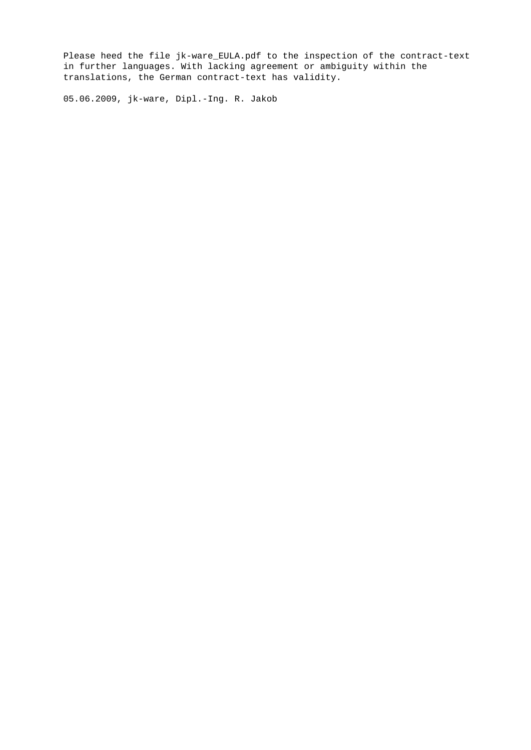Please heed the file jk-ware_EULA.pdf to the inspection of the contract-text in further languages. With lacking agreement or ambiguity within the translations, the German contract-text has validity.

05.06.2009, jk-ware, Dipl.-Ing. R. Jakob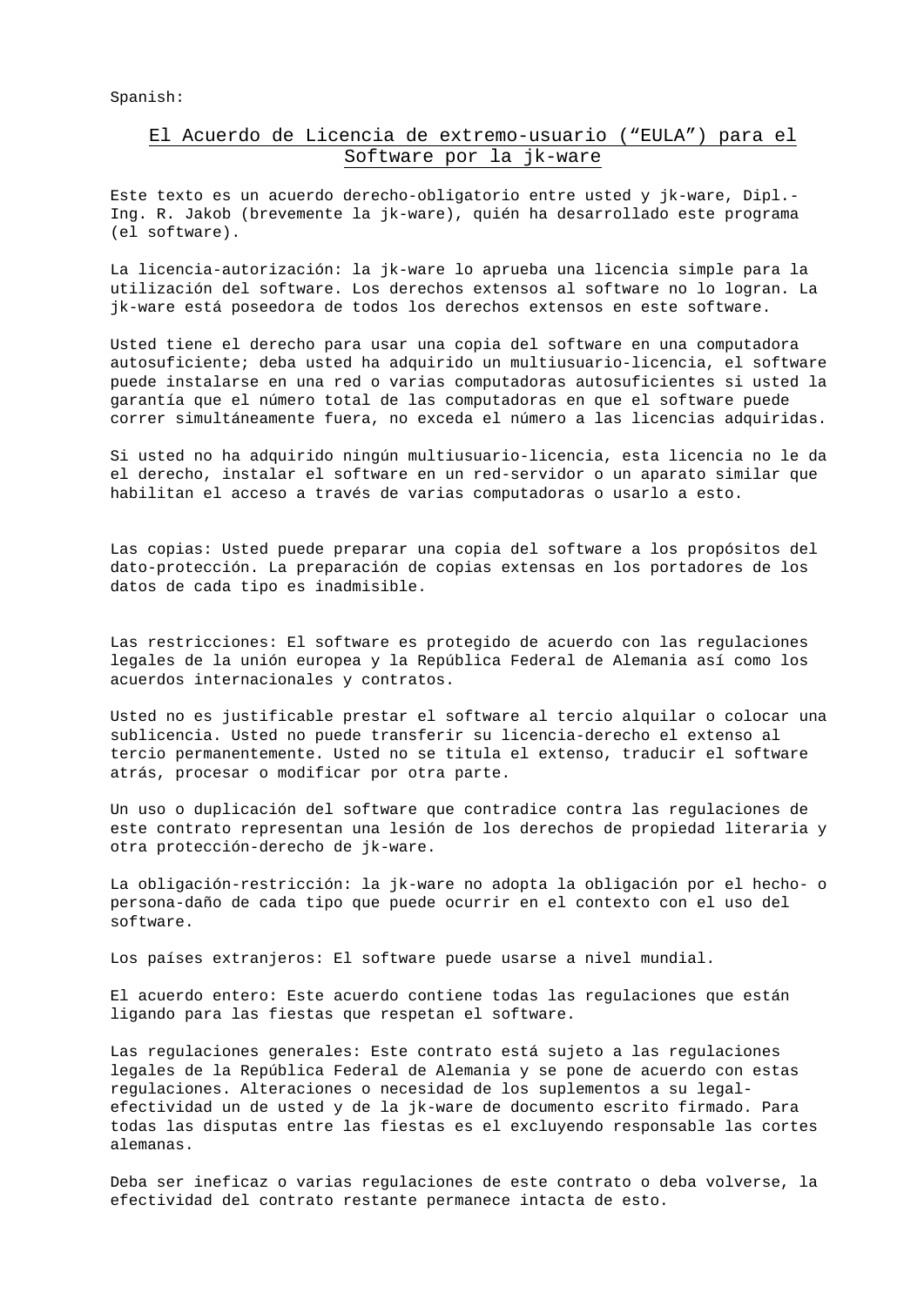Spanish:

# El Acuerdo de Licencia de extremo-usuario (“EULA”) para el Software por la jk-ware

Este texto es un acuerdo derecho-obligatorio entre usted y jk-ware, Dipl.-Ing. R. Jakob (brevemente la jk-ware), quién ha desarrollado este programa (el software).

La licencia-autorización: la jk-ware lo aprueba una licencia simple para la utilización del software. Los derechos extensos al software no lo logran. La jk-ware está poseedora de todos los derechos extensos en este software.

Usted tiene el derecho para usar una copia del software en una computadora autosuficiente; deba usted ha adquirido un multiusuario-licencia, el software puede instalarse en una red o varias computadoras autosuficientes si usted la garantía que el número total de las computadoras en que el software puede correr simultáneamente fuera, no exceda el número a las licencias adquiridas.

Si usted no ha adquirido ningún multiusuario-licencia, esta licencia no le da el derecho, instalar el software en un red-servidor o un aparato similar que habilitan el acceso a través de varias computadoras o usarlo a esto.

Las copias: Usted puede preparar una copia del software a los propósitos del dato-protección. La preparación de copias extensas en los portadores de los datos de cada tipo es inadmisible.

Las restricciones: El software es protegido de acuerdo con las regulaciones legales de la unión europea y la República Federal de Alemania así como los acuerdos internacionales y contratos.

Usted no es justificable prestar el software al tercio alquilar o colocar una sublicencia. Usted no puede transferir su licencia-derecho el extenso al tercio permanentemente. Usted no se titula el extenso, traducir el software atrás, procesar o modificar por otra parte.

Un uso o duplicación del software que contradice contra las regulaciones de este contrato representan una lesión de los derechos de propiedad literaria y otra protección-derecho de jk-ware.

La obligación-restricción: la jk-ware no adopta la obligación por el hecho- o persona-daño de cada tipo que puede ocurrir en el contexto con el uso del software.

Los países extranjeros: El software puede usarse a nivel mundial.

El acuerdo entero: Este acuerdo contiene todas las regulaciones que están ligando para las fiestas que respetan el software.

Las regulaciones generales: Este contrato está sujeto a las regulaciones legales de la República Federal de Alemania y se pone de acuerdo con estas regulaciones. Alteraciones o necesidad de los suplementos a su legal-efectividad un de usted y de la jk-ware de documento escrito firmado. Para todas las disputas entre las fiestas es el excluyendo responsable las cortes alemanas.

Deba ser ineficaz o varias regulaciones de este contrato o deba volverse, la efectividad del contrato restante permanece intacta de esto.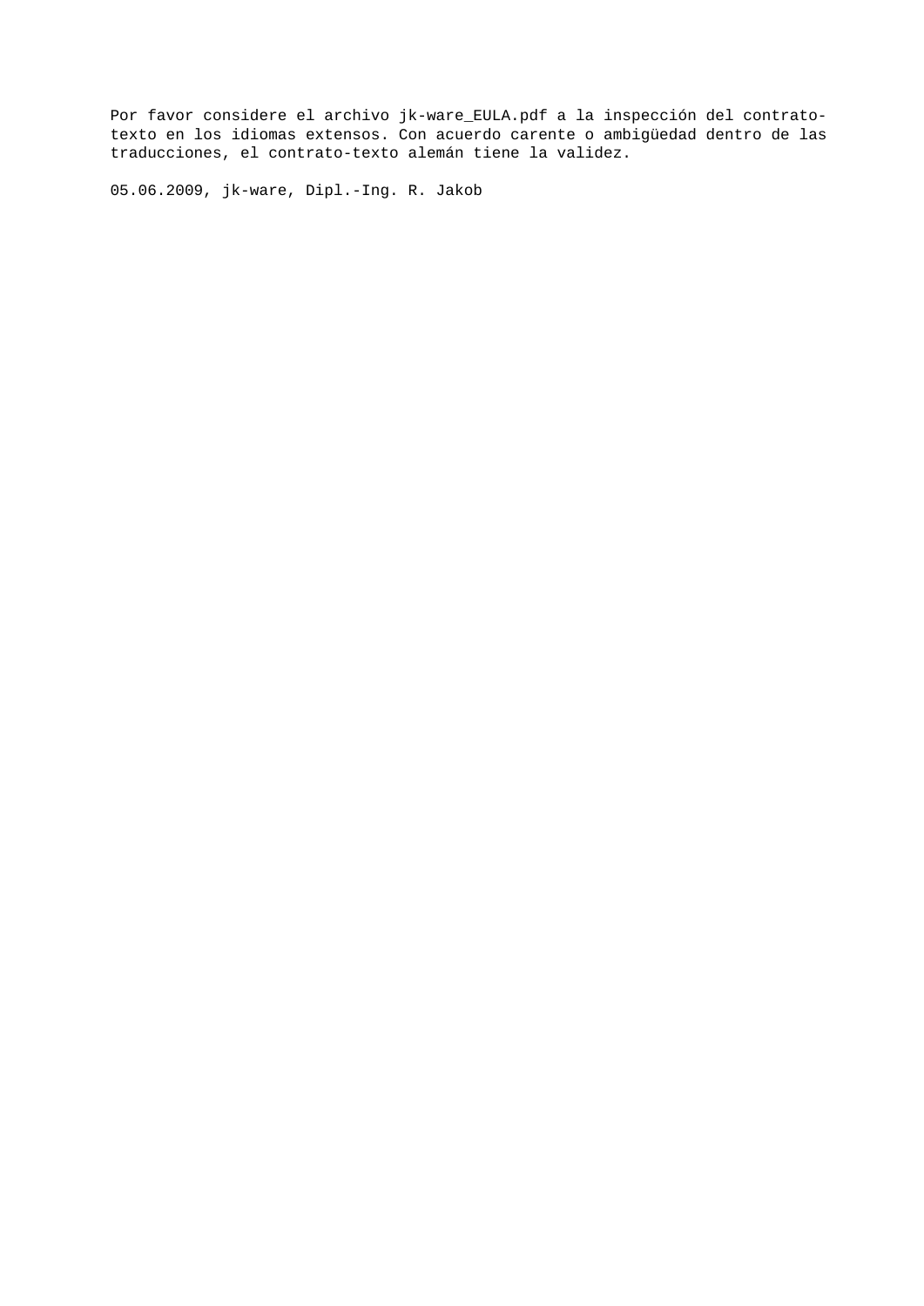Por favor considere el archivo jk-ware_EULA.pdf a la inspección del contrato-texto en los idiomas extensos. Con acuerdo carente o ambigüedad dentro de las traducciones, el contrato-texto alemán tiene la validez.

05.06.2009, jk-ware, Dipl.-Ing. R. Jakob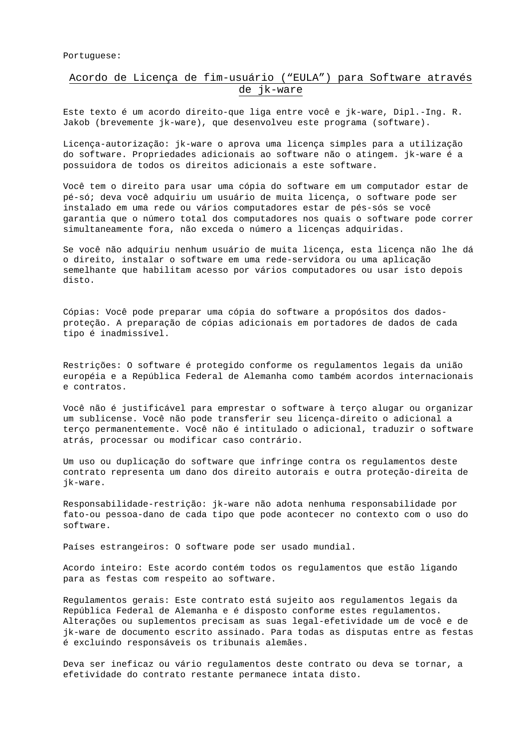Portuguese:

## Acordo de Licença de fim-usuário ("EULA") para Software através de jk-ware

Este texto é um acordo direito-que liga entre você e jk-ware, Dipl.-Ing. R. Jakob (brevemente jk-ware), que desenvolveu este programa (software).

Licença-autorização: jk-ware o aprova uma licença simples para a utilização do software. Propriedades adicionais ao software não o atingem. jk-ware é a possuidora de todos os direitos adicionais a este software.

Você tem o direito para usar uma cópia do software em um computador estar de pé-só; deva você adquiriu um usuário de muita licença, o software pode ser instalado em uma rede ou vários computadores estar de pés-sós se você garantia que o número total dos computadores nos quais o software pode correr simultaneamente fora, não exceda o número a licenças adquiridas.

Se você não adquiriu nenhum usuário de muita licença, esta licença não lhe dá o direito, instalar o software em uma rede-servidora ou uma aplicação semelhante que habilitam acesso por vários computadores ou usar isto depois disto.

Cópias: Você pode preparar uma cópia do software a propósitos dos dados-proteção. A preparação de cópias adicionais em portadores de dados de cada tipo é inadmissível.

Restrições: O software é protegido conforme os regulamentos legais da união européia e a República Federal de Alemanha como também acordos internacionais e contratos.

Você não é justificável para emprestar o software à terço alugar ou organizar um sublicense. Você não pode transferir seu licença-direito o adicional a terço permanentemente. Você não é intitulado o adicional, traduzir o software atrás, processar ou modificar caso contrário.

Um uso ou duplicação do software que infringe contra os regulamentos deste contrato representa um dano dos direito autorais e outra proteção-direita de jk-ware.

Responsabilidade-restrição: jk-ware não adota nenhuma responsabilidade por fato-ou pessoa-dano de cada tipo que pode acontecer no contexto com o uso do software.

Países estrangeiros: O software pode ser usado mundial.

Acordo inteiro: Este acordo contém todos os regulamentos que estão ligando para as festas com respeito ao software.

Regulamentos gerais: Este contrato está sujeito aos regulamentos legais da República Federal de Alemanha e é disposto conforme estes regulamentos. Alterações ou suplementos precisam as suas legal-efetividade um de você e de jk-ware de documento escrito assinado. Para todas as disputas entre as festas é excluindo responsáveis os tribunais alemães.

Deva ser ineficaz ou vário regulamentos deste contrato ou deva se tornar, a efetividade do contrato restante permanece intata disto.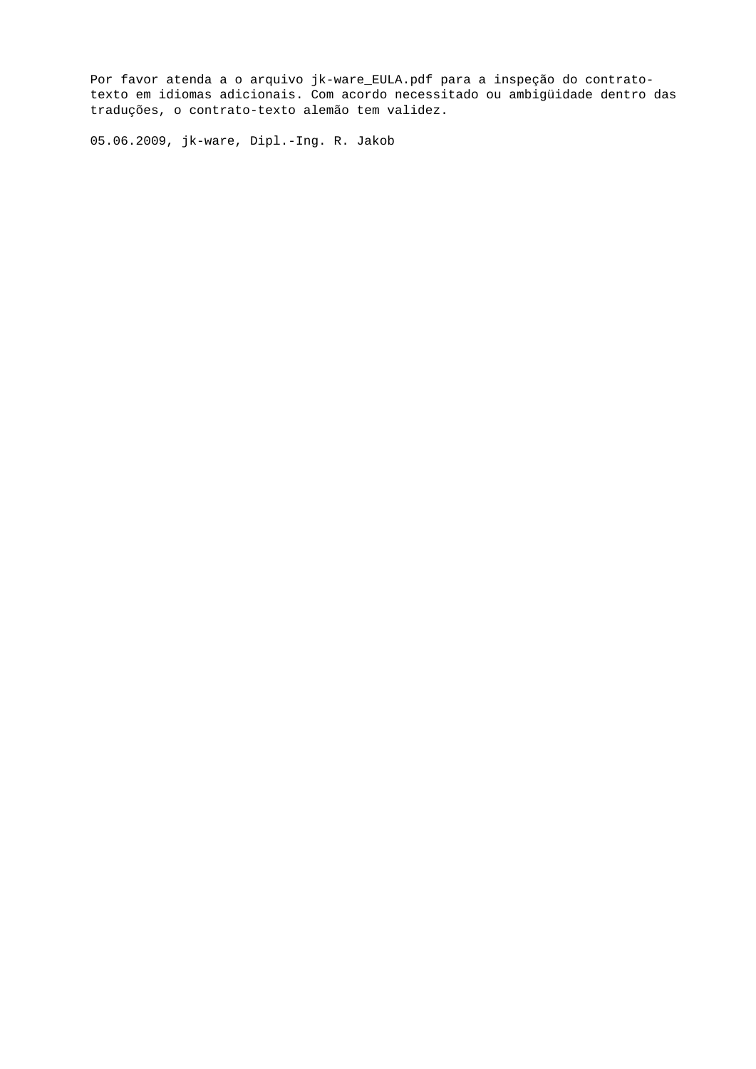Por favor atenda a o arquivo jk-ware_EULA.pdf para a inspeção do contrato-texto em idiomas adicionais. Com acordo necessitado ou ambigüidade dentro das traduções, o contrato-texto alemão tem validez.

05.06.2009, jk-ware, Dipl.-Ing. R. Jakob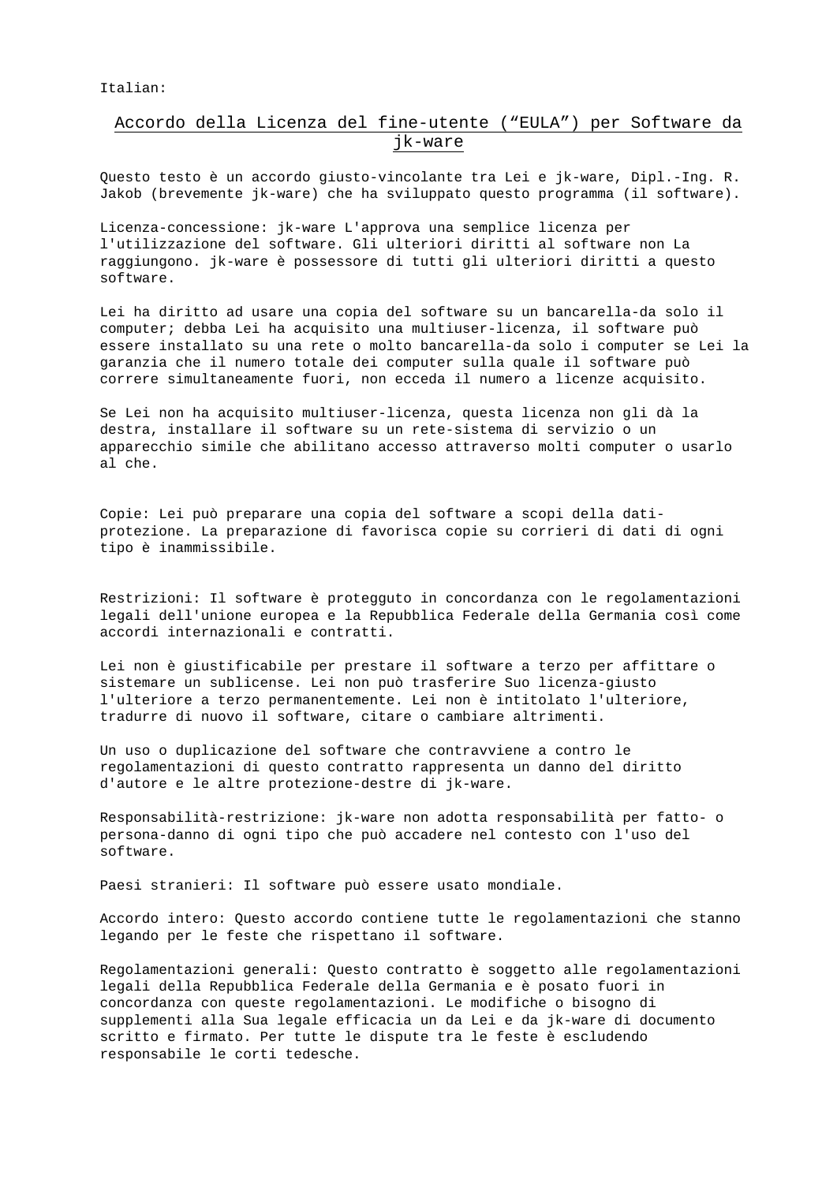Italian:

## Accordo della Licenza del fine-utente (“EULA”) per Software da jk-ware

Questo testo è un accordo giusto-vincolante tra Lei e jk-ware, Dipl.-Ing. R. Jakob (brevemente jk-ware) che ha sviluppato questo programma (il software).

Licenza-concessione: jk-ware L'approva una semplice licenza per l'utilizzazione del software. Gli ulteriori diritti al software non La raggiungono. jk-ware è possessore di tutti gli ulteriori diritti a questo software.

Lei ha diritto ad usare una copia del software su un bancarella-da solo il computer; debba Lei ha acquisito una multiuser-licenza, il software può essere installato su una rete o molto bancarella-da solo i computer se Lei la garanzia che il numero totale dei computer sulla quale il software può correre simultaneamente fuori, non ecceda il numero a licenze acquisito.

Se Lei non ha acquisito multiuser-licenza, questa licenza non gli dà la destra, installare il software su un rete-sistema di servizio o un apparecchio simile che abilitano accesso attraverso molti computer o usarlo al che.

Copie: Lei può preparare una copia del software a scopi della dati-protezione. La preparazione di favorisca copie su corrieri di dati di ogni tipo è inammissibile.

Restrizioni: Il software è protegguto in concordanza con le regolamentazioni legali dell'unione europea e la Repubblica Federale della Germania così come accordi internazionali e contratti.

Lei non è giustificabile per prestare il software a terzo per affittare o sistemare un sublicense. Lei non può trasferire Suo licenza-giusto l'ulteriore a terzo permanentemente. Lei non è intitolato l'ulteriore, tradurre di nuovo il software, citare o cambiare altrimenti.

Un uso o duplicazione del software che contravviene a contro le regolamentazioni di questo contratto rappresenta un danno del diritto d'autore e le altre protezione-destre di jk-ware.

Responsabilità-restrizione: jk-ware non adotta responsabilità per fatto- o persona-danno di ogni tipo che può accadere nel contesto con l'uso del software.

Paesi stranieri: Il software può essere usato mondiale.

Accordo intero: Questo accordo contiene tutte le regolamentazioni che stanno legando per le feste che rispettano il software.

Regolamentazioni generali: Questo contratto è soggetto alle regolamentazioni legali della Repubblica Federale della Germania e è posato fuori in concordanza con queste regolamentazioni. Le modifiche o bisogno di supplementi alla Sua legale efficacia un da Lei e da jk-ware di documento scritto e firmato. Per tutte le dispute tra le feste è escludendo responsabile le corti tedesche.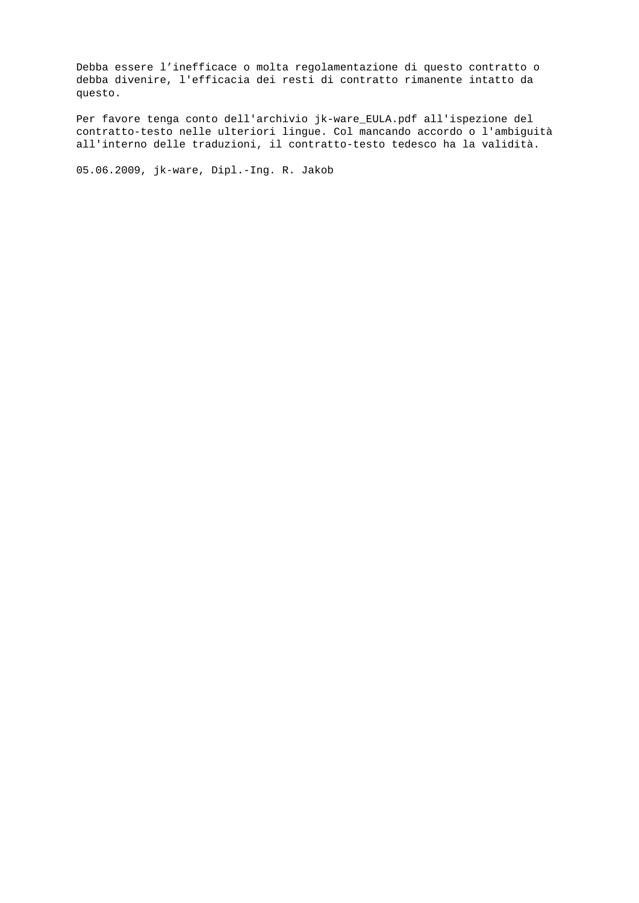Debba essere l’inefficace o molta regolamentazione di questo contratto o debba divenire, l'efficacia dei resti di contratto rimanente intatto da questo.

Per favore tenga conto dell'archivio jk-ware_EULA.pdf all'ispezione del contratto-testo nelle ulteriori lingue. Col mancando accordo o l'ambiguità all'interno delle traduzioni, il contratto-testo tedesco ha la validità.

05.06.2009, jk-ware, Dipl.-Ing. R. Jakob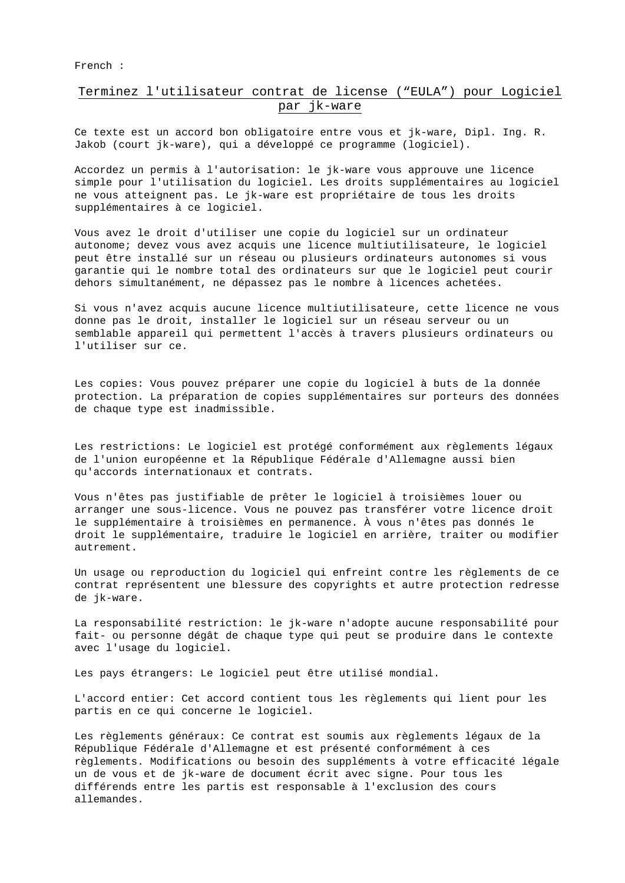French :

## Terminez l'utilisateur contrat de license (“EULA”) pour Logiciel par jk-ware

Ce texte est un accord bon obligatoire entre vous et jk-ware, Dipl. Ing. R. Jakob (court jk-ware), qui a développé ce programme (logiciel).

Accordez un permis à l'autorisation: le jk-ware vous approuve une licence simple pour l'utilisation du logiciel. Les droits supplémentaires au logiciel ne vous atteignent pas. Le jk-ware est propriétaire de tous les droits supplémentaires à ce logiciel.

Vous avez le droit d'utiliser une copie du logiciel sur un ordinateur autonome; devez vous avez acquis une licence multiutilisateure, le logiciel peut être installé sur un réseau ou plusieurs ordinateurs autonomes si vous garantie qui le nombre total des ordinateurs sur que le logiciel peut courir dehors simultanément, ne dépassez pas le nombre à licences achetées.

Si vous n'avez acquis aucune licence multiutilisateure, cette licence ne vous donne pas le droit, installer le logiciel sur un réseau serveur ou un semblable appareil qui permettent l'accès à travers plusieurs ordinateurs ou l'utiliser sur ce.

Les copies: Vous pouvez préparer une copie du logiciel à buts de la donnée protection. La préparation de copies supplémentaires sur porteurs des données de chaque type est inadmissible.

Les restrictions: Le logiciel est protégé conformément aux règlements légaux de l'union européenne et la République Fédérale d'Allemagne aussi bien qu'accords internationaux et contrats.

Vous n'êtes pas justifiable de prêter le logiciel à troisièmes louer ou arranger une sous-licence. Vous ne pouvez pas transférer votre licence droit le supplémentaire à troisièmes en permanence. À vous n'êtes pas donnés le droit le supplémentaire, traduire le logiciel en arrière, traiter ou modifier autrement.

Un usage ou reproduction du logiciel qui enfreint contre les règlements de ce contrat représentent une blessure des copyrights et autre protection redresse de jk-ware.

La responsabilité restriction: le jk-ware n'adopte aucune responsabilité pour fait- ou personne dégât de chaque type qui peut se produire dans le contexte avec l'usage du logiciel.

Les pays étrangers: Le logiciel peut être utilisé mondial.

L'accord entier: Cet accord contient tous les règlements qui lient pour les partis en ce qui concerne le logiciel.

Les règlements généraux: Ce contrat est soumis aux règlements légaux de la République Fédérale d'Allemagne et est présenté conformément à ces règlements. Modifications ou besoin des suppléments à votre efficacité légale un de vous et de jk-ware de document écrit avec signe. Pour tous les différends entre les partis est responsable à l'exclusion des cours allemandes.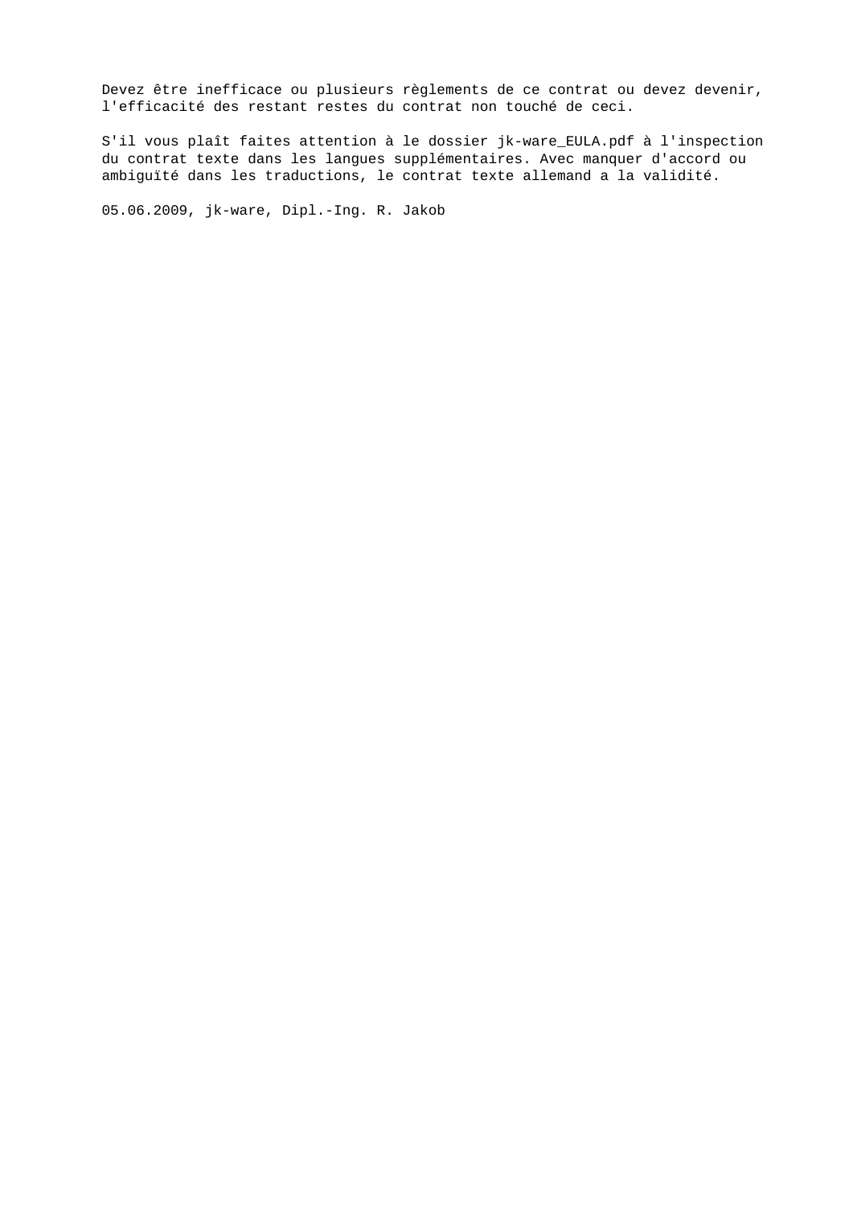Devez être inefficace ou plusieurs règlements de ce contrat ou devez devenir, l'efficacité des restant restes du contrat non touché de ceci.

S'il vous plaît faites attention à le dossier jk-ware_EULA.pdf à l'inspection du contrat texte dans les langues supplémentaires. Avec manquer d'accord ou ambiguïté dans les traductions, le contrat texte allemand a la validité.

05.06.2009, jk-ware, Dipl.-Ing. R. Jakob